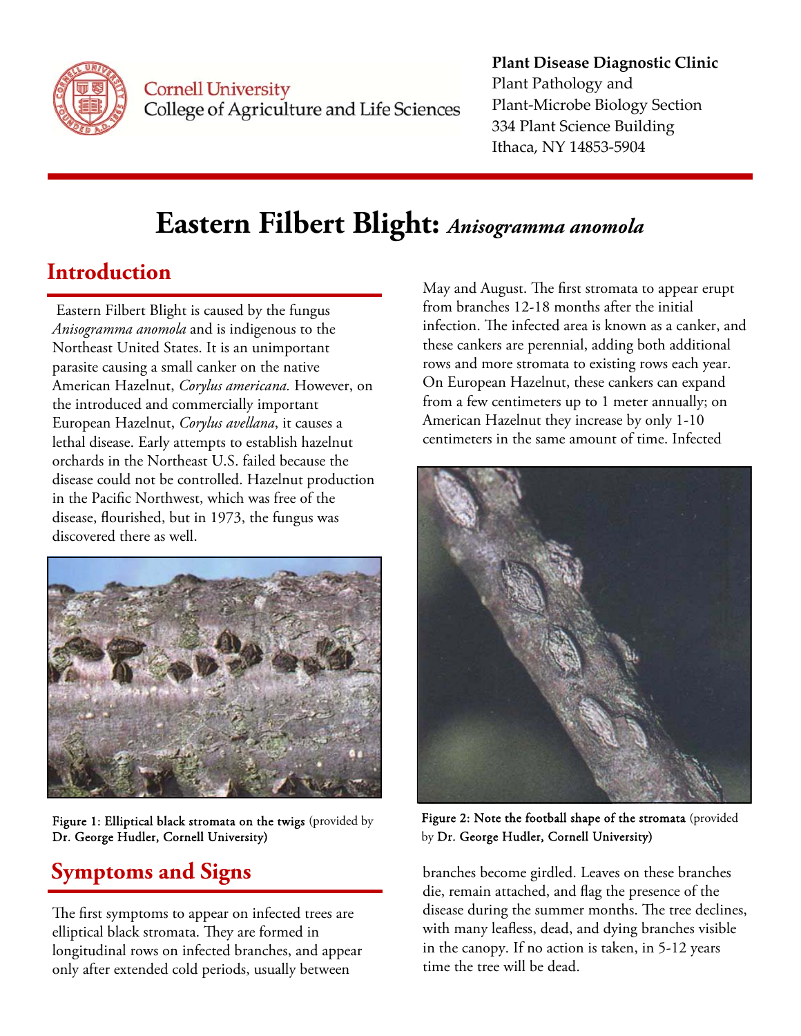# Eastern Filbert Blight: *Anisogramma anomola*

## Introduction

Eastern Filbert Blight is caused by the fungus *Anisogramma anomola* and is indigenous to the Northeast United States. It is an unimportant parasite causing a small canker on the native American Hazelnut, *Corylus americana.* However, on the introduced and commercially important European Hazelnut, *Corylus avellana*, it causes a lethal disease. Early attempts to establish hazelnut orchards in the Northeast U.S. failed because the disease could not be controlled. Hazelnut production in the Pacific Northwest, which was free of the disease, flourished, but in 1973, the fungus was discovered there as well.

**Figure 1: Elliptical black stromata on the twigs** (provided by **Dr. George Hudler, Cornell University)**

## Symptoms and Signs

The first symptoms to appear on infected trees are elliptical black stromata. They are formed in longitudinal rows on infected branches, and appear only after extended cold periods, usually between May and August. The first stromata to appear erupt from branches 12-18 months after the initial infection. The infected area is known as a canker, and these cankers are perennial, adding both additional rows and more stromata to existing rows each year. On European Hazelnut, these cankers can expand from a few centimeters up to 1 meter annually; on American Hazelnut they increase by only 1-10 centimeters in the same amount of time. Infected branches become girdled. Leaves on these branches die, remain attached, and flag the presence of the disease during the summer months. The tree declines, with many leafless, dead, and dying branches visible in the canopy. If no action is taken, in 5-12 years time the tree will be dead.

**Figure 2: Note the football shape of the stromata** (provided by **Dr. George Hudler, Cornell University)**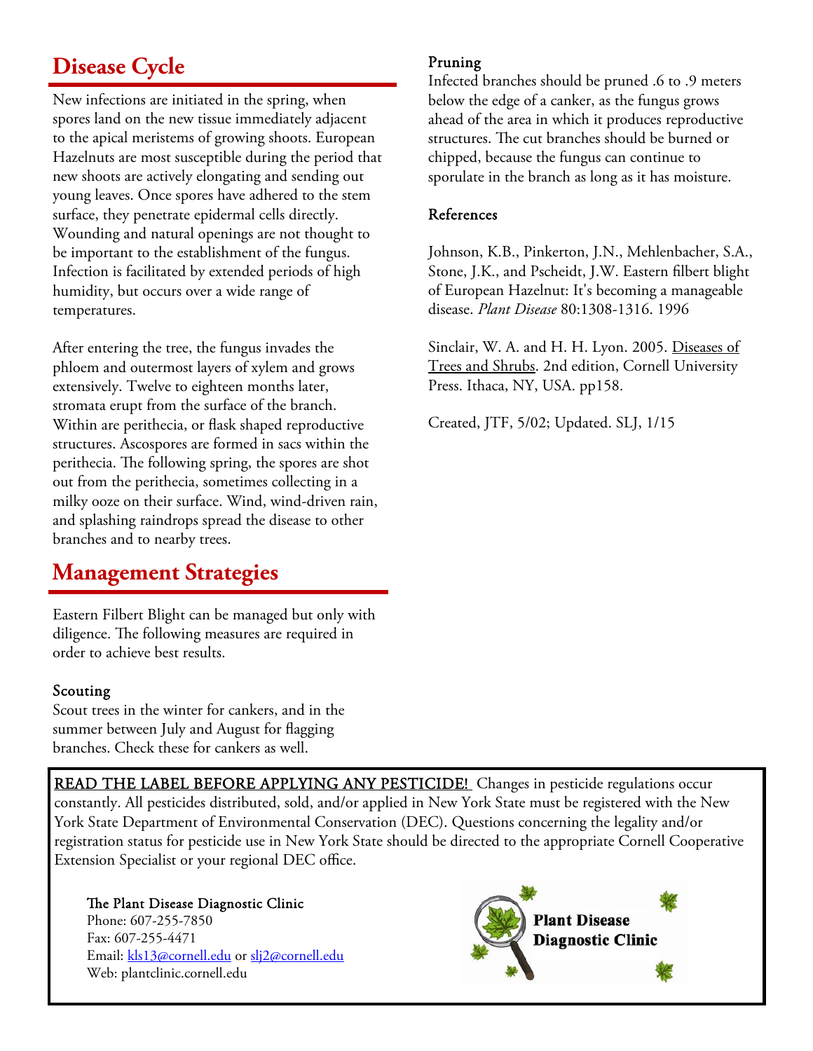## Disease Cycle

New infections are initiated in the spring, when spores land on the new tissue immediately adjacent to the apical meristems of growing shoots. European Hazelnuts are most susceptible during the period that new shoots are actively elongating and sending out young leaves. Once spores have adhered to the stem surface, they penetrate epidermal cells directly. Wounding and natural openings are not thought to be important to the establishment of the fungus. Infection is facilitated by extended periods of high humidity, but occurs over a wide range of temperatures.

After entering the tree, the fungus invades the phloem and outermost layers of xylem and grows extensively. Twelve to eighteen months later, stromata erupt from the surface of the branch. Within are perithecia, or flask shaped reproductive structures. Ascospores are formed in sacs within the perithecia. The following spring, the spores are shot out from the perithecia, sometimes collecting in a milky ooze on their surface. Wind, wind-driven rain, and splashing raindrops spread the disease to other branches and to nearby trees.

## Management Strategies

Eastern Filbert Blight can be managed but only with diligence. The following measures are required in order to achieve best results.

### Scouting

Scout trees in the winter for cankers, and in the summer between July and August for flagging branches. Check these for cankers as well.

### Pruning

Infected branches should be pruned .6 to .9 meters below the edge of a canker, as the fungus grows ahead of the area in which it produces reproductive structures. The cut branches should be burned or chipped, because the fungus can continue to sporulate in the branch as long as it has moisture.

### References

Johnson, K.B., Pinkerton, J.N., Mehlenbacher, S.A., Stone, J.K., and Pscheidt, J.W. Eastern filbert blight of European Hazelnut: It's becoming a manageable disease. *Plant Disease* 80:1308-1316. 1996

Sinclair, W. A. and H. H. Lyon. 2005. Diseases of Trees and Shrubs. 2nd edition, Cornell University Press. Ithaca, NY, USA. pp158.

Created, JTF, 5/02; Updated. SLJ, 1/15

READ THE LABEL BEFORE APPLYING ANY PESTICIDE! Changes in pesticide regulations occur constantly. All pesticides distributed, sold, and/or applied in New York State must be registered with the New York State Department of Environmental Conservation (DEC). Questions concerning the legality and/or registration status for pesticide use in New York State should be directed to the appropriate Cornell Cooperative Extension Specialist or your regional DEC office.

The Plant Disease Diagnostic Clinic
Phone: 607-255-7850
Fax: 607-255-4471
Email: kls13@cornell.edu or slj2@cornell.edu
Web: plantclinic.cornell.edu

Plant Disease Diagnostic Clinic